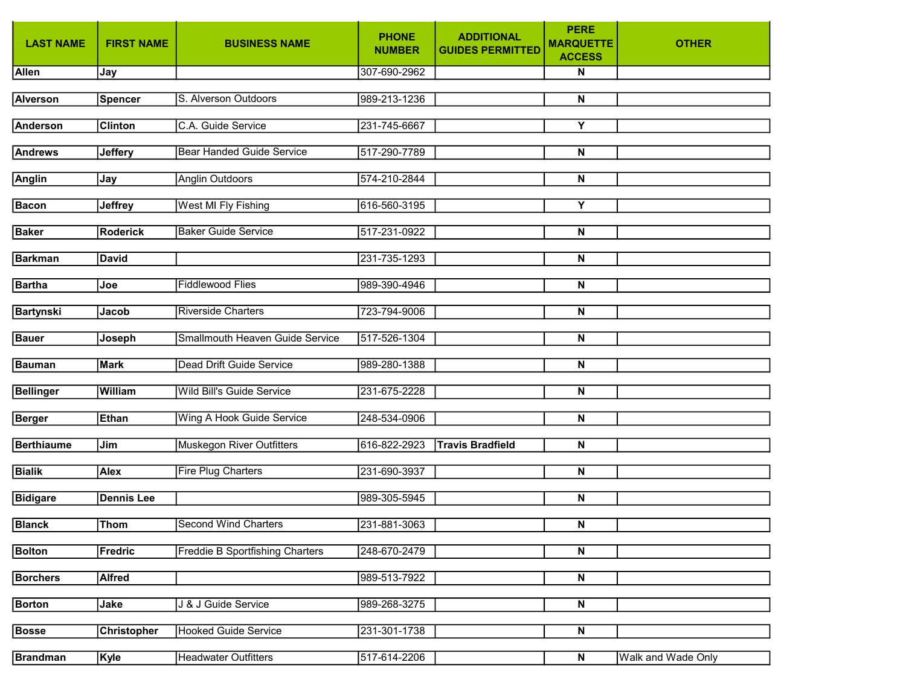| LAST NAME | FIRST NAME | BUSINESS NAME | PHONE NUMBER | ADDITIONAL GUIDES PERMITTED | PERE MARQUETTE ACCESS | OTHER |
|---|---|---|---|---|---|---|
| **Allen** | **Jay** | | 307-690-2962 | | **N** | |
| **Alverson** | **Spencer** | S. Alverson Outdoors | 989-213-1236 | | **N** | |
| **Anderson** | **Clinton** | C.A. Guide Service | 231-745-6667 | | **Y** | |
| **Andrews** | **Jeffery** | Bear Handed Guide Service | 517-290-7789 | | **N** | |
| **Anglin** | **Jay** | Anglin Outdoors | 574-210-2844 | | **N** | |
| **Bacon** | **Jeffrey** | West MI Fly Fishing | 616-560-3195 | | **Y** | |
| **Baker** | **Roderick** | Baker Guide Service | 517-231-0922 | | **N** | |
| **Barkman** | **David** | | 231-735-1293 | | **N** | |
| **Bartha** | **Joe** | Fiddlewood Flies | 989-390-4946 | | **N** | |
| **Bartynski** | **Jacob** | Riverside Charters | 723-794-9006 | | **N** | |
| **Bauer** | **Joseph** | Smallmouth Heaven Guide Service | 517-526-1304 | | **N** | |
| **Bauman** | **Mark** | Dead Drift Guide Service | 989-280-1388 | | **N** | |
| **Bellinger** | **William** | Wild Bill's Guide Service | 231-675-2228 | | **N** | |
| **Berger** | **Ethan** | Wing A Hook Guide Service | 248-534-0906 | | **N** | |
| **Berthiaume** | **Jim** | Muskegon River Outfitters | 616-822-2923 | **Travis Bradfield** | **N** | |
| **Bialik** | **Alex** | Fire Plug Charters | 231-690-3937 | | **N** | |
| **Bidigare** | **Dennis Lee** | | 989-305-5945 | | **N** | |
| **Blanck** | **Thom** | Second Wind Charters | 231-881-3063 | | **N** | |
| **Bolton** | **Fredric** | Freddie B Sportfishing Charters | 248-670-2479 | | **N** | |
| **Borchers** | **Alfred** | | 989-513-7922 | | **N** | |
| **Borton** | **Jake** | J & J Guide Service | 989-268-3275 | | **N** | |
| **Bosse** | **Christopher** | Hooked Guide Service | 231-301-1738 | | **N** | |
| **Brandman** | **Kyle** | Headwater Outfitters | 517-614-2206 | | **N** | Walk and Wade Only |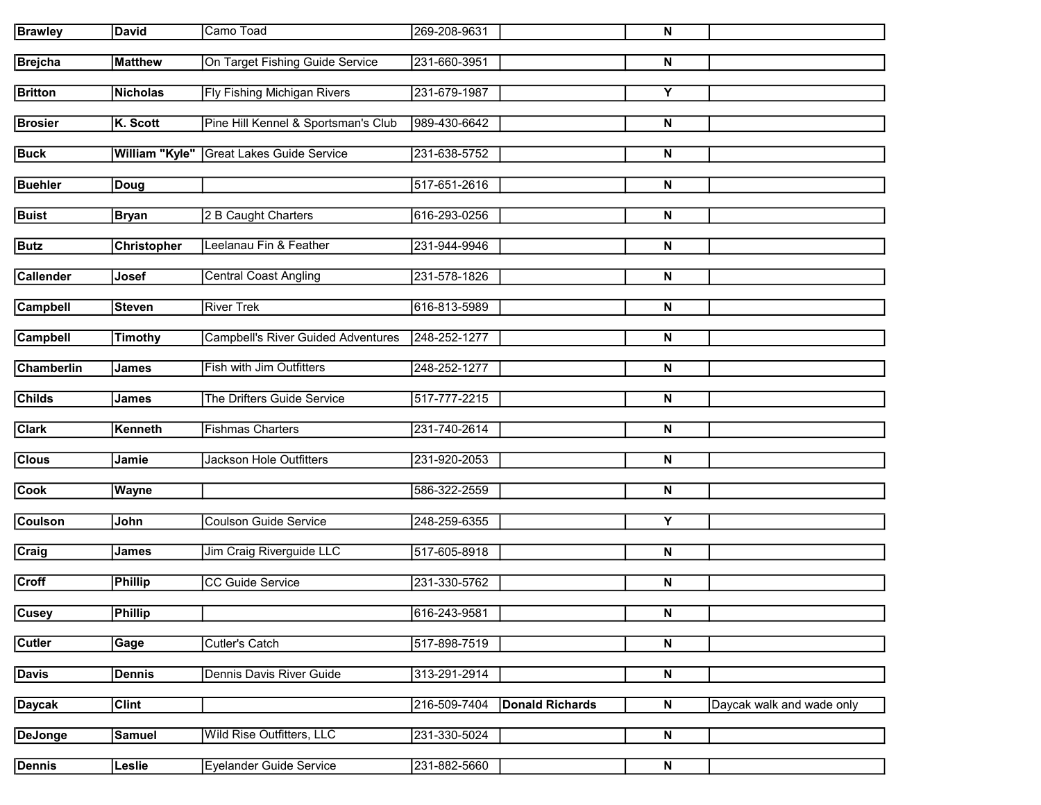| | | | | | | |
|---|---|---|---|---|---|---|
| **Brawley** | **David** | Camo Toad | 269-208-9631 | | **N** | |
| **Brejcha** | **Matthew** | On Target Fishing Guide Service | 231-660-3951 | | **N** | |
| **Britton** | **Nicholas** | Fly Fishing Michigan Rivers | 231-679-1987 | | **Y** | |
| **Brosier** | **K. Scott** | Pine Hill Kennel & Sportsman's Club | 989-430-6642 | | **N** | |
| **Buck** | **William "Kyle"** | Great Lakes Guide Service | 231-638-5752 | | **N** | |
| **Buehler** | **Doug** | | 517-651-2616 | | **N** | |
| **Buist** | **Bryan** | 2 B Caught Charters | 616-293-0256 | | **N** | |
| **Butz** | **Christopher** | Leelanau Fin & Feather | 231-944-9946 | | **N** | |
| **Callender** | **Josef** | Central Coast Angling | 231-578-1826 | | **N** | |
| **Campbell** | **Steven** | River Trek | 616-813-5989 | | **N** | |
| **Campbell** | **Timothy** | Campbell's River Guided Adventures | 248-252-1277 | | **N** | |
| **Chamberlin** | **James** | Fish with Jim Outfitters | 248-252-1277 | | **N** | |
| **Childs** | **James** | The Drifters Guide Service | 517-777-2215 | | **N** | |
| **Clark** | **Kenneth** | Fishmas Charters | 231-740-2614 | | **N** | |
| **Clous** | **Jamie** | Jackson Hole Outfitters | 231-920-2053 | | **N** | |
| **Cook** | **Wayne** | | 586-322-2559 | | **N** | |
| **Coulson** | **John** | Coulson Guide Service | 248-259-6355 | | **Y** | |
| **Craig** | **James** | Jim Craig Riverguide LLC | 517-605-8918 | | **N** | |
| **Croff** | **Phillip** | CC Guide Service | 231-330-5762 | | **N** | |
| **Cusey** | **Phillip** | | 616-243-9581 | | **N** | |
| **Cutler** | **Gage** | Cutler's Catch | 517-898-7519 | | **N** | |
| **Davis** | **Dennis** | Dennis Davis River Guide | 313-291-2914 | | **N** | |
| **Daycak** | **Clint** | | 216-509-7404 | **Donald Richards** | **N** | Daycak walk and wade only |
| **DeJonge** | **Samuel** | Wild Rise Outfitters, LLC | 231-330-5024 | | **N** | |
| **Dennis** | **Leslie** | Eyelander Guide Service | 231-882-5660 | | **N** | |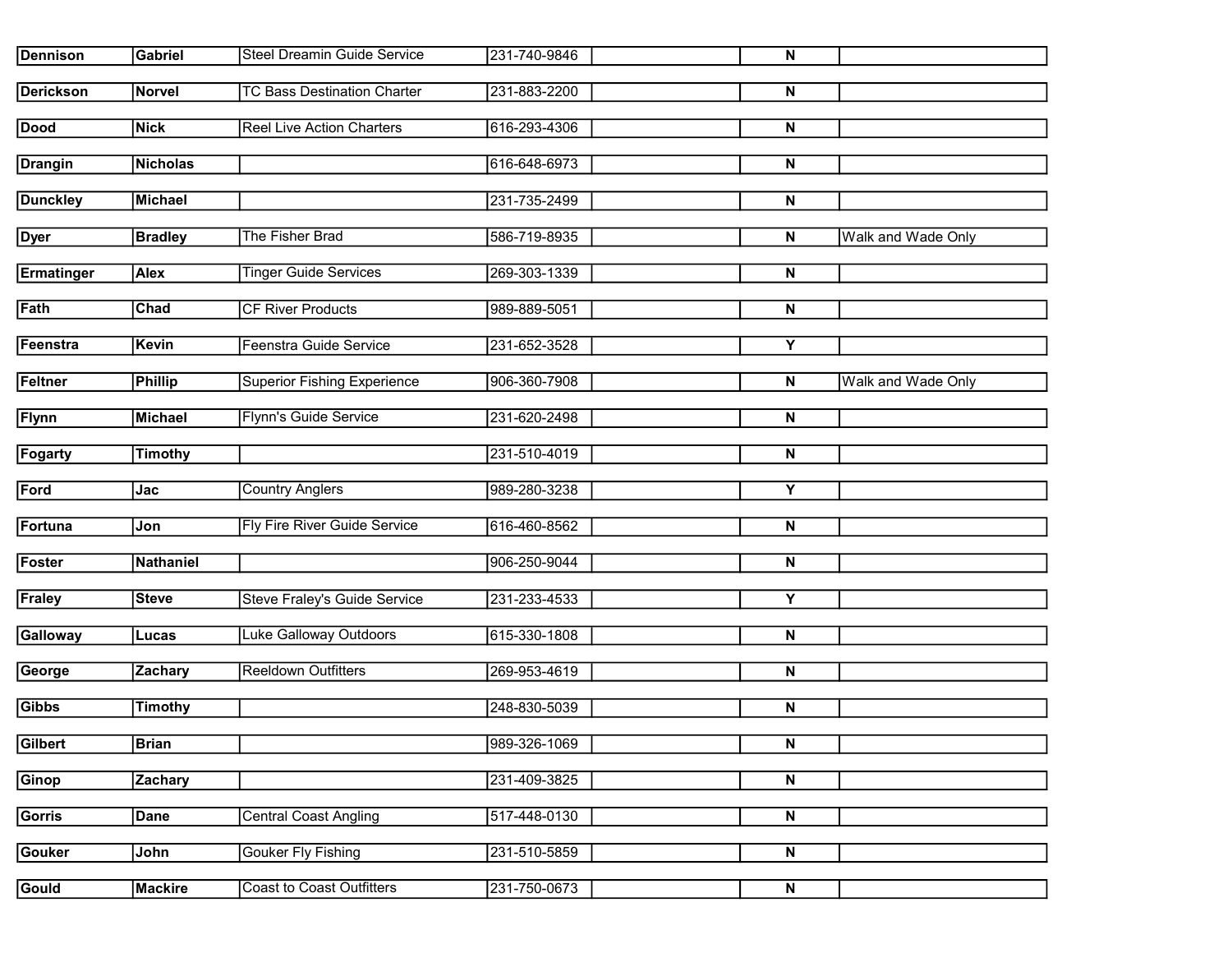| | | | | | | |
|---|---|---|---|---|---|---|
| **Dennison** | **Gabriel** | Steel Dreamin Guide Service | 231-740-9846 | | **N** | |
| **Derickson** | **Norvel** | TC Bass Destination Charter | 231-883-2200 | | **N** | |
| **Dood** | **Nick** | Reel Live Action Charters | 616-293-4306 | | **N** | |
| **Drangin** | **Nicholas** | | 616-648-6973 | | **N** | |
| **Dunckley** | **Michael** | | 231-735-2499 | | **N** | |
| **Dyer** | **Bradley** | The Fisher Brad | 586-719-8935 | | **N** | Walk and Wade Only |
| **Ermatinger** | **Alex** | Tinger Guide Services | 269-303-1339 | | **N** | |
| **Fath** | **Chad** | CF River Products | 989-889-5051 | | **N** | |
| **Feenstra** | **Kevin** | Feenstra Guide Service | 231-652-3528 | | **Y** | |
| **Feltner** | **Phillip** | Superior Fishing Experience | 906-360-7908 | | **N** | Walk and Wade Only |
| **Flynn** | **Michael** | Flynn's Guide Service | 231-620-2498 | | **N** | |
| **Fogarty** | **Timothy** | | 231-510-4019 | | **N** | |
| **Ford** | **Jac** | Country Anglers | 989-280-3238 | | **Y** | |
| **Fortuna** | **Jon** | Fly Fire River Guide Service | 616-460-8562 | | **N** | |
| **Foster** | **Nathaniel** | | 906-250-9044 | | **N** | |
| **Fraley** | **Steve** | Steve Fraley's Guide Service | 231-233-4533 | | **Y** | |
| **Galloway** | **Lucas** | Luke Galloway Outdoors | 615-330-1808 | | **N** | |
| **George** | **Zachary** | Reeldown Outfitters | 269-953-4619 | | **N** | |
| **Gibbs** | **Timothy** | | 248-830-5039 | | **N** | |
| **Gilbert** | **Brian** | | 989-326-1069 | | **N** | |
| **Ginop** | **Zachary** | | 231-409-3825 | | **N** | |
| **Gorris** | **Dane** | Central Coast Angling | 517-448-0130 | | **N** | |
| **Gouker** | **John** | Gouker Fly Fishing | 231-510-5859 | | **N** | |
| **Gould** | **Mackire** | Coast to Coast Outfitters | 231-750-0673 | | **N** | |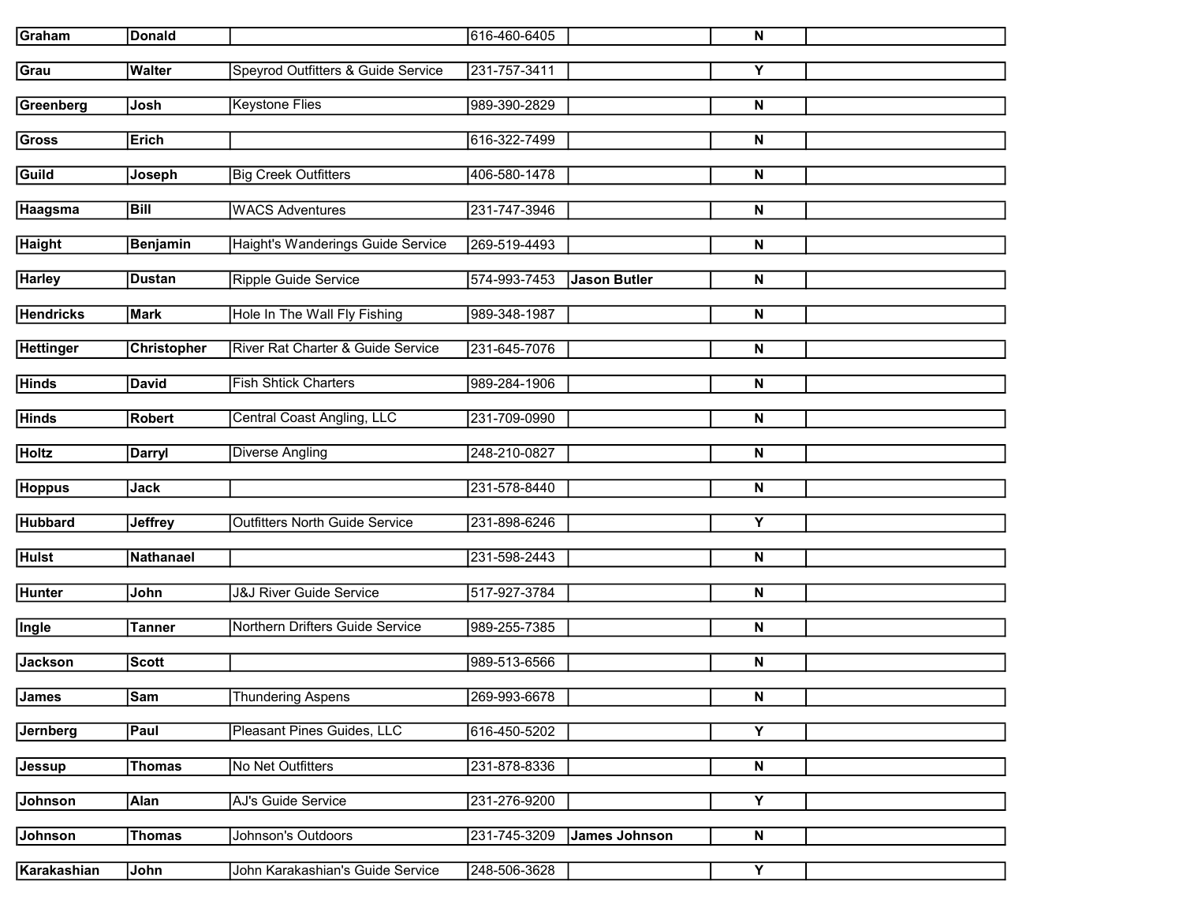| | | | | | | |
|---|---|---|---|---|---|---|
| **Graham** | **Donald** | | 616-460-6405 | | **N** | |
| **Grau** | **Walter** | Speyrod Outfitters & Guide Service | 231-757-3411 | | **Y** | |
| **Greenberg** | **Josh** | Keystone Flies | 989-390-2829 | | **N** | |
| **Gross** | **Erich** | | 616-322-7499 | | **N** | |
| **Guild** | **Joseph** | Big Creek Outfitters | 406-580-1478 | | **N** | |
| **Haagsma** | **Bill** | WACS Adventures | 231-747-3946 | | **N** | |
| **Haight** | **Benjamin** | Haight's Wanderings Guide Service | 269-519-4493 | | **N** | |
| **Harley** | **Dustan** | Ripple Guide Service | 574-993-7453 | **Jason Butler** | **N** | |
| **Hendricks** | **Mark** | Hole In The Wall Fly Fishing | 989-348-1987 | | **N** | |
| **Hettinger** | **Christopher** | River Rat Charter & Guide Service | 231-645-7076 | | **N** | |
| **Hinds** | **David** | Fish Shtick Charters | 989-284-1906 | | **N** | |
| **Hinds** | **Robert** | Central Coast Angling, LLC | 231-709-0990 | | **N** | |
| **Holtz** | **Darryl** | Diverse Angling | 248-210-0827 | | **N** | |
| **Hoppus** | **Jack** | | 231-578-8440 | | **N** | |
| **Hubbard** | **Jeffrey** | Outfitters North Guide Service | 231-898-6246 | | **Y** | |
| **Hulst** | **Nathanael** | | 231-598-2443 | | **N** | |
| **Hunter** | **John** | J&J River Guide Service | 517-927-3784 | | **N** | |
| **Ingle** | **Tanner** | Northern Drifters Guide Service | 989-255-7385 | | **N** | |
| **Jackson** | **Scott** | | 989-513-6566 | | **N** | |
| **James** | **Sam** | Thundering Aspens | 269-993-6678 | | **N** | |
| **Jernberg** | **Paul** | Pleasant Pines Guides, LLC | 616-450-5202 | | **Y** | |
| **Jessup** | **Thomas** | No Net Outfitters | 231-878-8336 | | **N** | |
| **Johnson** | **Alan** | AJ's Guide Service | 231-276-9200 | | **Y** | |
| **Johnson** | **Thomas** | Johnson's Outdoors | 231-745-3209 | **James Johnson** | **N** | |
| **Karakashian** | **John** | John Karakashian's Guide Service | 248-506-3628 | | **Y** | |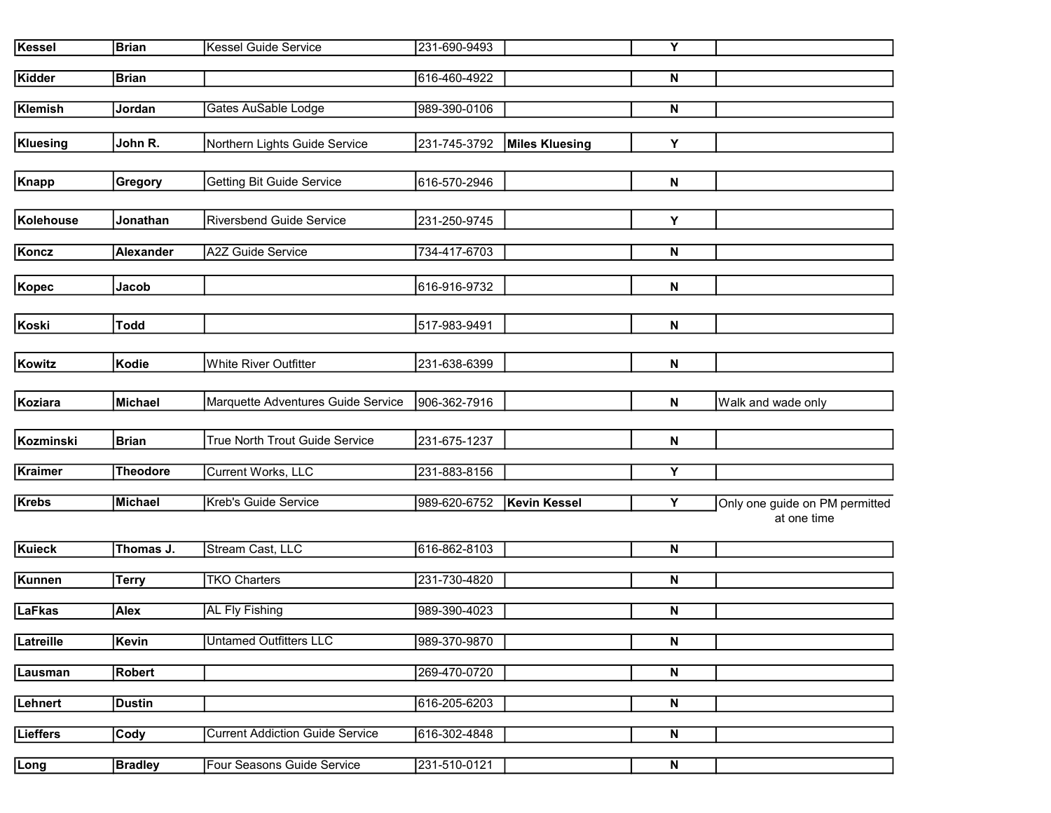| | | | | | | |
|---|---|---|---|---|---|---|
| **Kessel** | **Brian** | Kessel Guide Service | 231-690-9493 | | **Y** | |
| **Kidder** | **Brian** | | 616-460-4922 | | **N** | |
| **Klemish** | **Jordan** | Gates AuSable Lodge | 989-390-0106 | | **N** | |
| **Kluesing** | **John R.** | Northern Lights Guide Service | 231-745-3792 | **Miles Kluesing** | **Y** | |
| **Knapp** | **Gregory** | Getting Bit Guide Service | 616-570-2946 | | **N** | |
| **Kolehouse** | **Jonathan** | Riversbend Guide Service | 231-250-9745 | | **Y** | |
| **Koncz** | **Alexander** | A2Z Guide Service | 734-417-6703 | | **N** | |
| **Kopec** | **Jacob** | | 616-916-9732 | | **N** | |
| **Koski** | **Todd** | | 517-983-9491 | | **N** | |
| **Kowitz** | **Kodie** | White River Outfitter | 231-638-6399 | | **N** | |
| **Koziara** | **Michael** | Marquette Adventures Guide Service | 906-362-7916 | | **N** | Walk and wade only |
| **Kozminski** | **Brian** | True North Trout Guide Service | 231-675-1237 | | **N** | |
| **Kraimer** | **Theodore** | Current Works, LLC | 231-883-8156 | | **Y** | |
| **Krebs** | **Michael** | Kreb's Guide Service | 989-620-6752 | **Kevin Kessel** | **Y** | Only one guide on PM permitted at one time |
| **Kuieck** | **Thomas J.** | Stream Cast, LLC | 616-862-8103 | | **N** | |
| **Kunnen** | **Terry** | TKO Charters | 231-730-4820 | | **N** | |
| **LaFkas** | **Alex** | AL Fly Fishing | 989-390-4023 | | **N** | |
| **Latreille** | **Kevin** | Untamed Outfitters LLC | 989-370-9870 | | **N** | |
| **Lausman** | **Robert** | | 269-470-0720 | | **N** | |
| **Lehnert** | **Dustin** | | 616-205-6203 | | **N** | |
| **Lieffers** | **Cody** | Current Addiction Guide Service | 616-302-4848 | | **N** | |
| **Long** | **Bradley** | Four Seasons Guide Service | 231-510-0121 | | **N** | |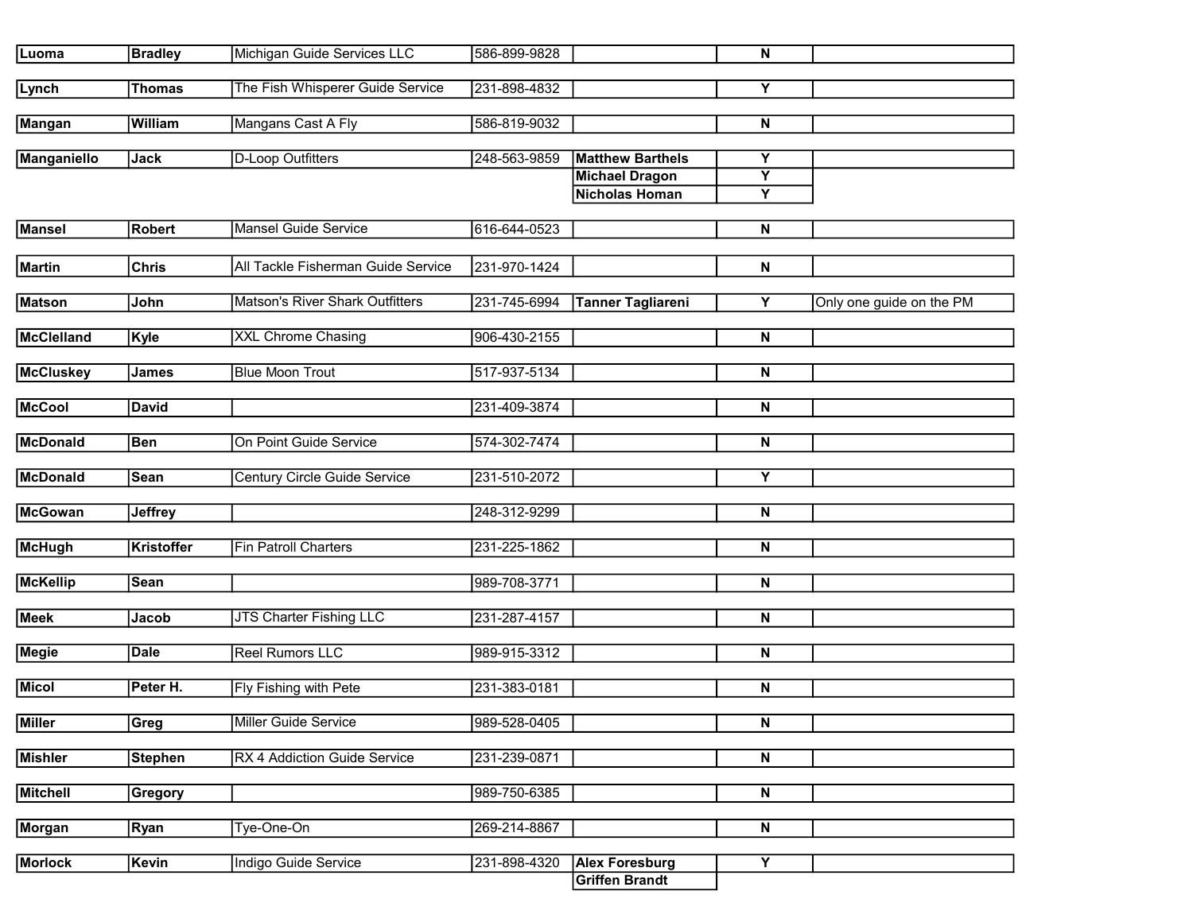| | | | | | | |
|---|---|---|---|---|---|---|
| **Luoma** | **Bradley** | Michigan Guide Services LLC | 586-899-9828 | | **N** | |
| **Lynch** | **Thomas** | The Fish Whisperer Guide Service | 231-898-4832 | | **Y** | |
| **Mangan** | **William** | Mangans Cast A Fly | 586-819-9032 | | **N** | |
| **Manganiello** | **Jack** | D-Loop Outfitters | 248-563-9859 | **Matthew Barthels** | **Y** | |
| | | | | **Michael Dragon** | **Y** | |
| | | | | **Nicholas Homan** | **Y** | |
| **Mansel** | **Robert** | Mansel Guide Service | 616-644-0523 | | **N** | |
| **Martin** | **Chris** | All Tackle Fisherman Guide Service | 231-970-1424 | | **N** | |
| **Matson** | **John** | Matson's River Shark Outfitters | 231-745-6994 | **Tanner Tagliareni** | **Y** | Only one guide on the PM |
| **McClelland** | **Kyle** | XXL Chrome Chasing | 906-430-2155 | | **N** | |
| **McCluskey** | **James** | Blue Moon Trout | 517-937-5134 | | **N** | |
| **McCool** | **David** | | 231-409-3874 | | **N** | |
| **McDonald** | **Ben** | On Point Guide Service | 574-302-7474 | | **N** | |
| **McDonald** | **Sean** | Century Circle Guide Service | 231-510-2072 | | **Y** | |
| **McGowan** | **Jeffrey** | | 248-312-9299 | | **N** | |
| **McHugh** | **Kristoffer** | Fin Patroll Charters | 231-225-1862 | | **N** | |
| **McKellip** | **Sean** | | 989-708-3771 | | **N** | |
| **Meek** | **Jacob** | JTS Charter Fishing LLC | 231-287-4157 | | **N** | |
| **Megie** | **Dale** | Reel Rumors LLC | 989-915-3312 | | **N** | |
| **Micol** | **Peter H.** | Fly Fishing with Pete | 231-383-0181 | | **N** | |
| **Miller** | **Greg** | Miller Guide Service | 989-528-0405 | | **N** | |
| **Mishler** | **Stephen** | RX 4 Addiction Guide Service | 231-239-0871 | | **N** | |
| **Mitchell** | **Gregory** | | 989-750-6385 | | **N** | |
| **Morgan** | **Ryan** | Tye-One-On | 269-214-8867 | | **N** | |
| **Morlock** | **Kevin** | Indigo Guide Service | 231-898-4320 | **Alex Foresburg** | **Y** | |
| | | | | **Griffen Brandt** | | |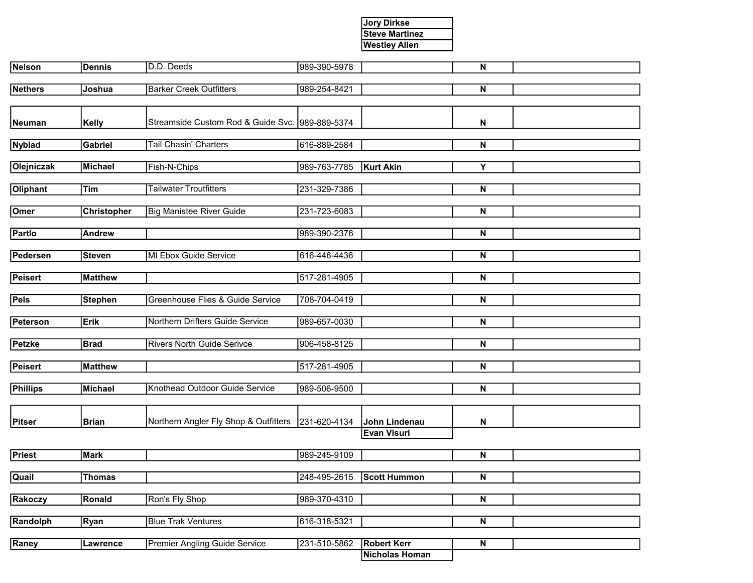| | | | | | | |
|---|---|---|---|---|---|---|
| | | | | Jory Dirkse | | |
| | | | | Steve Martinez | | |
| | | | | Westley Allen | | |
| Nelson | Dennis | D.D. Deeds | 989-390-5978 | | N | |
| Nethers | Joshua | Barker Creek Outfitters | 989-254-8421 | | N | |
| Neuman | Kelly | Streamside Custom Rod & Guide Svc. | 989-889-5374 | | N | |
| Nyblad | Gabriel | Tail Chasin' Charters | 616-889-2584 | | N | |
| Olejniczak | Michael | Fish-N-Chips | 989-763-7785 | Kurt Akin | Y | |
| Oliphant | Tim | Tailwater Troutfitters | 231-329-7386 | | N | |
| Omer | Christopher | Big Manistee River Guide | 231-723-6083 | | N | |
| Partlo | Andrew | | 989-390-2376 | | N | |
| Pedersen | Steven | MI Ebox Guide Service | 616-446-4436 | | N | |
| Peisert | Matthew | | 517-281-4905 | | N | |
| Pels | Stephen | Greenhouse Flies & Guide Service | 708-704-0419 | | N | |
| Peterson | Erik | Northern Drifters Guide Service | 989-657-0030 | | N | |
| Petzke | Brad | Rivers North Guide Serivce | 906-458-8125 | | N | |
| Peisert | Matthew | | 517-281-4905 | | N | |
| Phillips | Michael | Knothead Outdoor Guide Service | 989-506-9500 | | N | |
| Pitser | Brian | Northern Angler Fly Shop & Outfitters | 231-620-4134 | John Lindenau | N | |
| | | | | Evan Visuri | | |
| Priest | Mark | | 989-245-9109 | | N | |
| Quail | Thomas | | 248-495-2615 | Scott Hummon | N | |
| Rakoczy | Ronald | Ron's Fly Shop | 989-370-4310 | | N | |
| Randolph | Ryan | Blue Trak Ventures | 616-318-5321 | | N | |
| Raney | Lawrence | Premier Angling Guide Service | 231-510-5862 | Robert Kerr | N | |
| | | | | Nicholas Homan | | |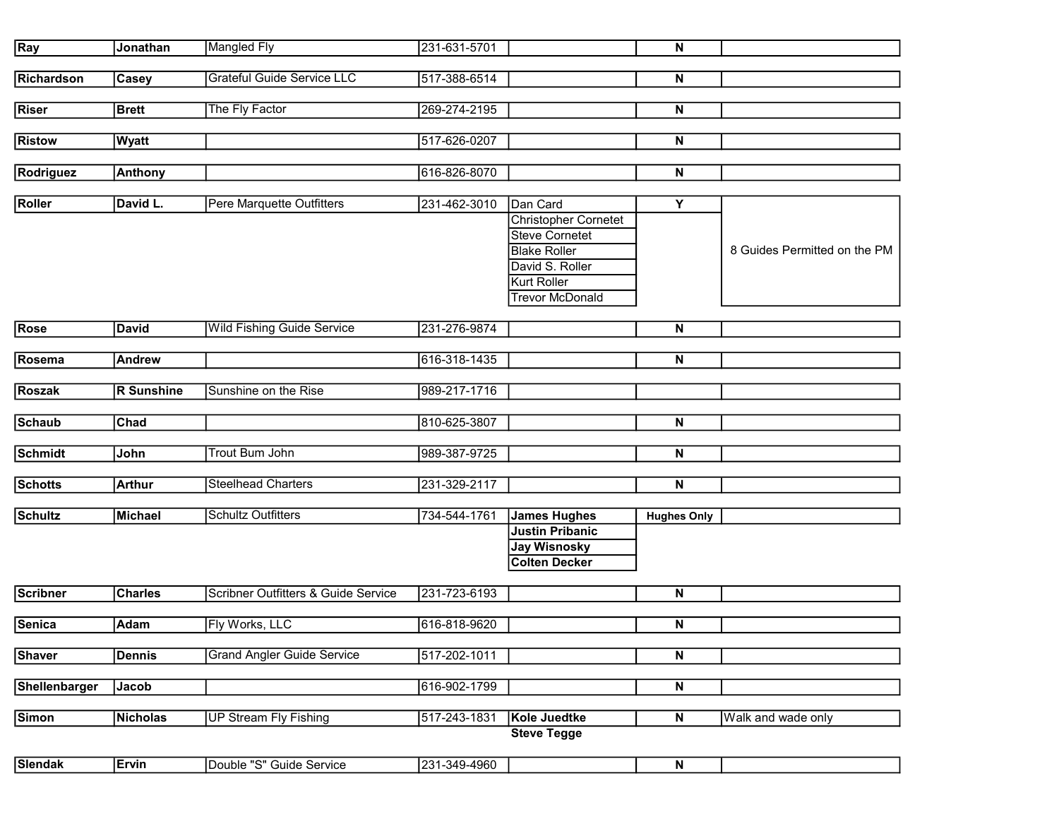| | | | | | | |
|---|---|---|---|---|---|---|
| **Ray** | **Jonathan** | Mangled Fly | 231-631-5701 | | **N** | |
| **Richardson** | **Casey** | Grateful Guide Service LLC | 517-388-6514 | | **N** | |
| **Riser** | **Brett** | The Fly Factor | 269-274-2195 | | **N** | |
| **Ristow** | **Wyatt** | | 517-626-0207 | | **N** | |
| **Rodriguez** | **Anthony** | | 616-826-8070 | | **N** | |
| **Roller** | **David L.** | Pere Marquette Outfitters | 231-462-3010 | Dan Card | **Y** | 8 Guides Permitted on the PM |
| | | | | Christopher Cornetet | | |
| | | | | Steve Cornetet | | |
| | | | | Blake Roller | | |
| | | | | David S. Roller | | |
| | | | | Kurt Roller | | |
| | | | | Trevor McDonald | | |
| **Rose** | **David** | Wild Fishing Guide Service | 231-276-9874 | | **N** | |
| **Rosema** | **Andrew** | | 616-318-1435 | | **N** | |
| **Roszak** | **R Sunshine** | Sunshine on the Rise | 989-217-1716 | | | |
| **Schaub** | **Chad** | | 810-625-3807 | | **N** | |
| **Schmidt** | **John** | Trout Bum John | 989-387-9725 | | **N** | |
| **Schotts** | **Arthur** | Steelhead Charters | 231-329-2117 | | **N** | |
| **Schultz** | **Michael** | Schultz Outfitters | 734-544-1761 | **James Hughes** | **Hughes Only** | |
| | | | | **Justin Pribanic** | | |
| | | | | **Jay Wisnosky** | | |
| | | | | **Colten Decker** | | |
| **Scribner** | **Charles** | Scribner Outfitters & Guide Service | 231-723-6193 | | **N** | |
| **Senica** | **Adam** | Fly Works, LLC | 616-818-9620 | | **N** | |
| **Shaver** | **Dennis** | Grand Angler Guide Service | 517-202-1011 | | **N** | |
| **Shellenbarger** | **Jacob** | | 616-902-1799 | | **N** | |
| **Simon** | **Nicholas** | UP Stream Fly Fishing | 517-243-1831 | **Kole Juedtke** | **N** | Walk and wade only |
| | | | | **Steve Tegge** | | |
| **Slendak** | **Ervin** | Double "S" Guide Service | 231-349-4960 | | **N** | |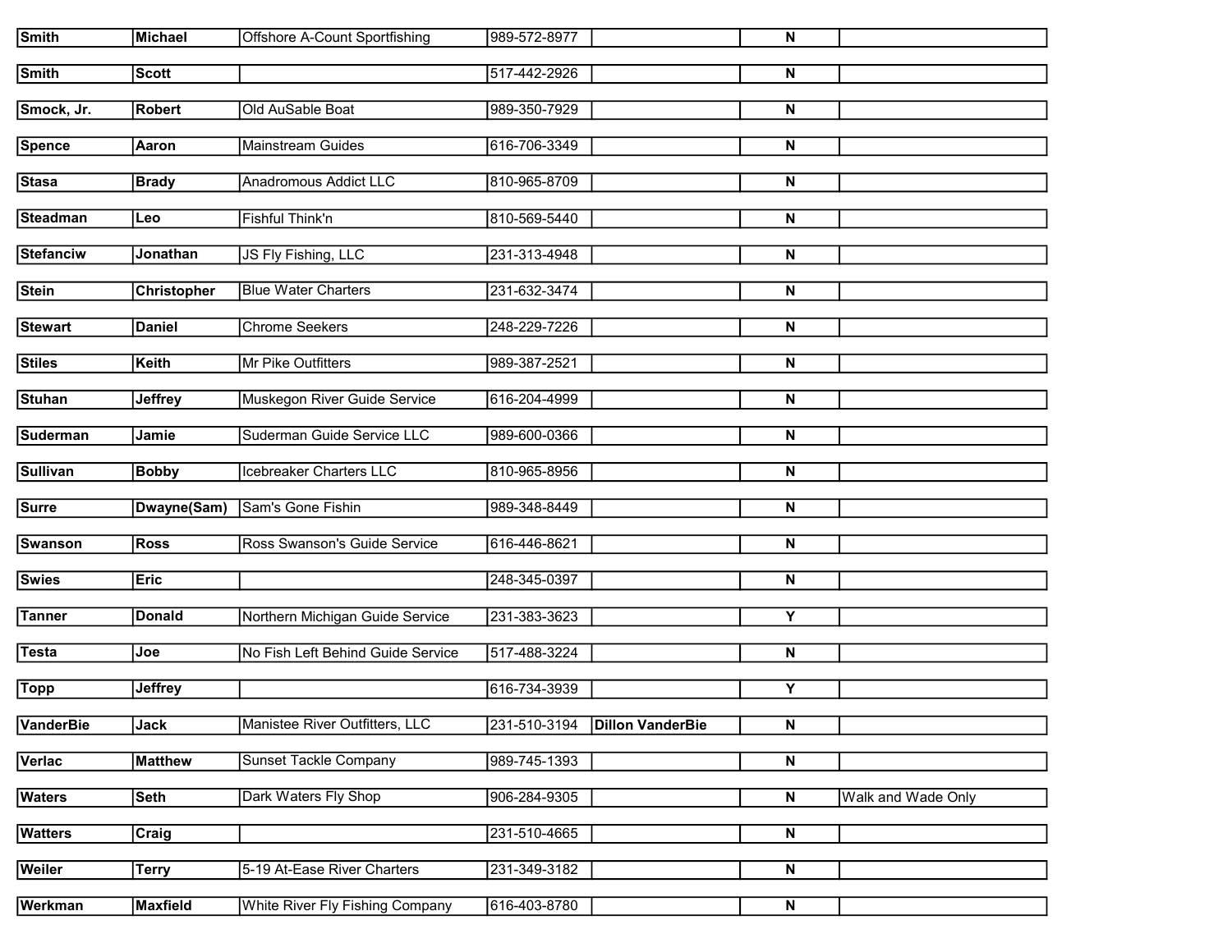| | | | | | | |
|---|---|---|---|---|---|---|
| **Smith** | **Michael** | Offshore A-Count Sportfishing | 989-572-8977 | | **N** | |
| **Smith** | **Scott** | | 517-442-2926 | | **N** | |
| **Smock, Jr.** | **Robert** | Old AuSable Boat | 989-350-7929 | | **N** | |
| **Spence** | **Aaron** | Mainstream Guides | 616-706-3349 | | **N** | |
| **Stasa** | **Brady** | Anadromous Addict LLC | 810-965-8709 | | **N** | |
| **Steadman** | **Leo** | Fishful Think'n | 810-569-5440 | | **N** | |
| **Stefanciw** | **Jonathan** | JS Fly Fishing, LLC | 231-313-4948 | | **N** | |
| **Stein** | **Christopher** | Blue Water Charters | 231-632-3474 | | **N** | |
| **Stewart** | **Daniel** | Chrome Seekers | 248-229-7226 | | **N** | |
| **Stiles** | **Keith** | Mr Pike Outfitters | 989-387-2521 | | **N** | |
| **Stuhan** | **Jeffrey** | Muskegon River Guide Service | 616-204-4999 | | **N** | |
| **Suderman** | **Jamie** | Suderman Guide Service LLC | 989-600-0366 | | **N** | |
| **Sullivan** | **Bobby** | Icebreaker Charters LLC | 810-965-8956 | | **N** | |
| **Surre** | **Dwayne(Sam)** | Sam's Gone Fishin | 989-348-8449 | | **N** | |
| **Swanson** | **Ross** | Ross Swanson's Guide Service | 616-446-8621 | | **N** | |
| **Swies** | **Eric** | | 248-345-0397 | | **N** | |
| **Tanner** | **Donald** | Northern Michigan Guide Service | 231-383-3623 | | **Y** | |
| **Testa** | **Joe** | No Fish Left Behind Guide Service | 517-488-3224 | | **N** | |
| **Topp** | **Jeffrey** | | 616-734-3939 | | **Y** | |
| **VanderBie** | **Jack** | Manistee River Outfitters, LLC | 231-510-3194 | **Dillon VanderBie** | **N** | |
| **Verlac** | **Matthew** | Sunset Tackle Company | 989-745-1393 | | **N** | |
| **Waters** | **Seth** | Dark Waters Fly Shop | 906-284-9305 | | **N** | Walk and Wade Only |
| **Watters** | **Craig** | | 231-510-4665 | | **N** | |
| **Weiler** | **Terry** | 5-19 At-Ease River Charters | 231-349-3182 | | **N** | |
| **Werkman** | **Maxfield** | White River Fly Fishing Company | 616-403-8780 | | **N** | |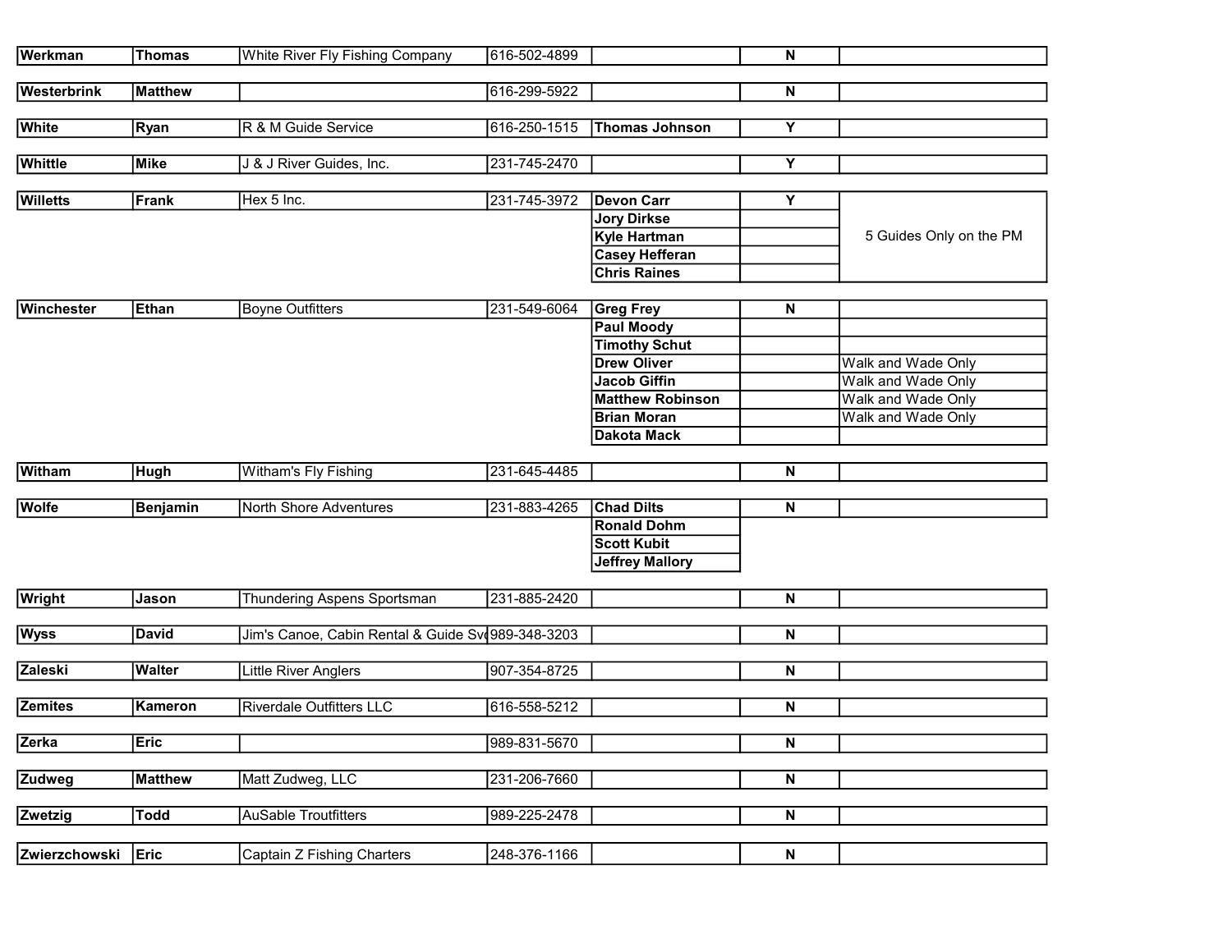| | | | | | | |
|---|---|---|---|---|---|---|
| **Werkman** | **Thomas** | White River Fly Fishing Company | 616-502-4899 | | **N** | |
| **Westerbrink** | **Matthew** | | 616-299-5922 | | **N** | |
| **White** | **Ryan** | R & M Guide Service | 616-250-1515 | **Thomas Johnson** | **Y** | |
| **Whittle** | **Mike** | J & J River Guides, Inc. | 231-745-2470 | | **Y** | |
| **Willetts** | **Frank** | Hex 5 Inc. | 231-745-3972 | **Devon Carr** | **Y** | 5 Guides Only on the PM |
| | | | | **Jory Dirkse** | | |
| | | | | **Kyle Hartman** | | |
| | | | | **Casey Hefferan** | | |
| | | | | **Chris Raines** | | |
| **Winchester** | **Ethan** | Boyne Outfitters | 231-549-6064 | **Greg Frey** | **N** | |
| | | | | **Paul Moody** | | |
| | | | | **Timothy Schut** | | |
| | | | | **Drew Oliver** | | Walk and Wade Only |
| | | | | **Jacob Giffin** | | Walk and Wade Only |
| | | | | **Matthew Robinson** | | Walk and Wade Only |
| | | | | **Brian Moran** | | Walk and Wade Only |
| | | | | **Dakota Mack** | | |
| **Witham** | **Hugh** | Witham's Fly Fishing | 231-645-4485 | | **N** | |
| **Wolfe** | **Benjamin** | North Shore Adventures | 231-883-4265 | **Chad Dilts** | **N** | |
| | | | | **Ronald Dohm** | | |
| | | | | **Scott Kubit** | | |
| | | | | **Jeffrey Mallory** | | |
| **Wright** | **Jason** | Thundering Aspens Sportsman | 231-885-2420 | | **N** | |
| **Wyss** | **David** | Jim's Canoe, Cabin Rental & Guide Sv | 989-348-3203 | | **N** | |
| **Zaleski** | **Walter** | Little River Anglers | 907-354-8725 | | **N** | |
| **Zemites** | **Kameron** | Riverdale Outfitters LLC | 616-558-5212 | | **N** | |
| **Zerka** | **Eric** | | 989-831-5670 | | **N** | |
| **Zudweg** | **Matthew** | Matt Zudweg, LLC | 231-206-7660 | | **N** | |
| **Zwetzig** | **Todd** | AuSable Troutfitters | 989-225-2478 | | **N** | |
| **Zwierzchowski** | **Eric** | Captain Z Fishing Charters | 248-376-1166 | | **N** | |